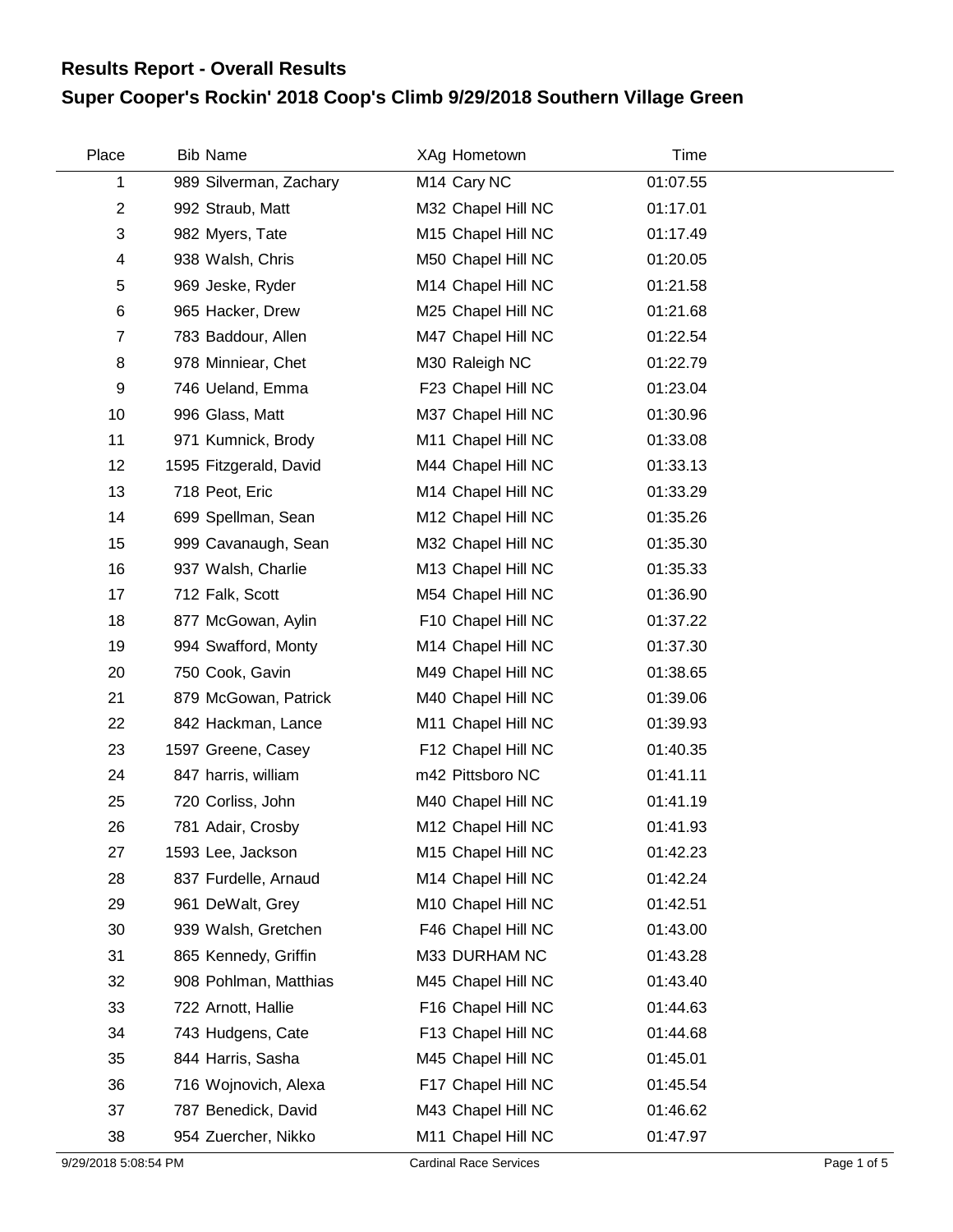## Results Report - Overall Results

# Super Cooper's Rockin' 2018 Coop's Climb 9/29/2018 Southern Village Green

| Place | Bib | Name | XAg | Hometown | Time |
|---|---|---|---|---|---|
| 1 | 989 | Silverman, Zachary | M14 | Cary NC | 01:07.55 |
| 2 | 992 | Straub, Matt | M32 | Chapel Hill NC | 01:17.01 |
| 3 | 982 | Myers, Tate | M15 | Chapel Hill NC | 01:17.49 |
| 4 | 938 | Walsh, Chris | M50 | Chapel Hill NC | 01:20.05 |
| 5 | 969 | Jeske, Ryder | M14 | Chapel Hill NC | 01:21.58 |
| 6 | 965 | Hacker, Drew | M25 | Chapel Hill NC | 01:21.68 |
| 7 | 783 | Baddour, Allen | M47 | Chapel Hill NC | 01:22.54 |
| 8 | 978 | Minniear, Chet | M30 | Raleigh NC | 01:22.79 |
| 9 | 746 | Ueland, Emma | F23 | Chapel Hill NC | 01:23.04 |
| 10 | 996 | Glass, Matt | M37 | Chapel Hill NC | 01:30.96 |
| 11 | 971 | Kumnick, Brody | M11 | Chapel Hill NC | 01:33.08 |
| 12 | 1595 | Fitzgerald, David | M44 | Chapel Hill NC | 01:33.13 |
| 13 | 718 | Peot, Eric | M14 | Chapel Hill NC | 01:33.29 |
| 14 | 699 | Spellman, Sean | M12 | Chapel Hill NC | 01:35.26 |
| 15 | 999 | Cavanaugh, Sean | M32 | Chapel Hill NC | 01:35.30 |
| 16 | 937 | Walsh, Charlie | M13 | Chapel Hill NC | 01:35.33 |
| 17 | 712 | Falk, Scott | M54 | Chapel Hill NC | 01:36.90 |
| 18 | 877 | McGowan, Aylin | F10 | Chapel Hill NC | 01:37.22 |
| 19 | 994 | Swafford, Monty | M14 | Chapel Hill NC | 01:37.30 |
| 20 | 750 | Cook, Gavin | M49 | Chapel Hill NC | 01:38.65 |
| 21 | 879 | McGowan, Patrick | M40 | Chapel Hill NC | 01:39.06 |
| 22 | 842 | Hackman, Lance | M11 | Chapel Hill NC | 01:39.93 |
| 23 | 1597 | Greene, Casey | F12 | Chapel Hill NC | 01:40.35 |
| 24 | 847 | harris, william | m42 | Pittsboro NC | 01:41.11 |
| 25 | 720 | Corliss, John | M40 | Chapel Hill NC | 01:41.19 |
| 26 | 781 | Adair, Crosby | M12 | Chapel Hill NC | 01:41.93 |
| 27 | 1593 | Lee, Jackson | M15 | Chapel Hill NC | 01:42.23 |
| 28 | 837 | Furdelle, Arnaud | M14 | Chapel Hill NC | 01:42.24 |
| 29 | 961 | DeWalt, Grey | M10 | Chapel Hill NC | 01:42.51 |
| 30 | 939 | Walsh, Gretchen | F46 | Chapel Hill NC | 01:43.00 |
| 31 | 865 | Kennedy, Griffin | M33 | DURHAM NC | 01:43.28 |
| 32 | 908 | Pohlman, Matthias | M45 | Chapel Hill NC | 01:43.40 |
| 33 | 722 | Arnott, Hallie | F16 | Chapel Hill NC | 01:44.63 |
| 34 | 743 | Hudgens, Cate | F13 | Chapel Hill NC | 01:44.68 |
| 35 | 844 | Harris, Sasha | M45 | Chapel Hill NC | 01:45.01 |
| 36 | 716 | Wojnovich, Alexa | F17 | Chapel Hill NC | 01:45.54 |
| 37 | 787 | Benedick, David | M43 | Chapel Hill NC | 01:46.62 |
| 38 | 954 | Zuercher, Nikko | M11 | Chapel Hill NC | 01:47.97 |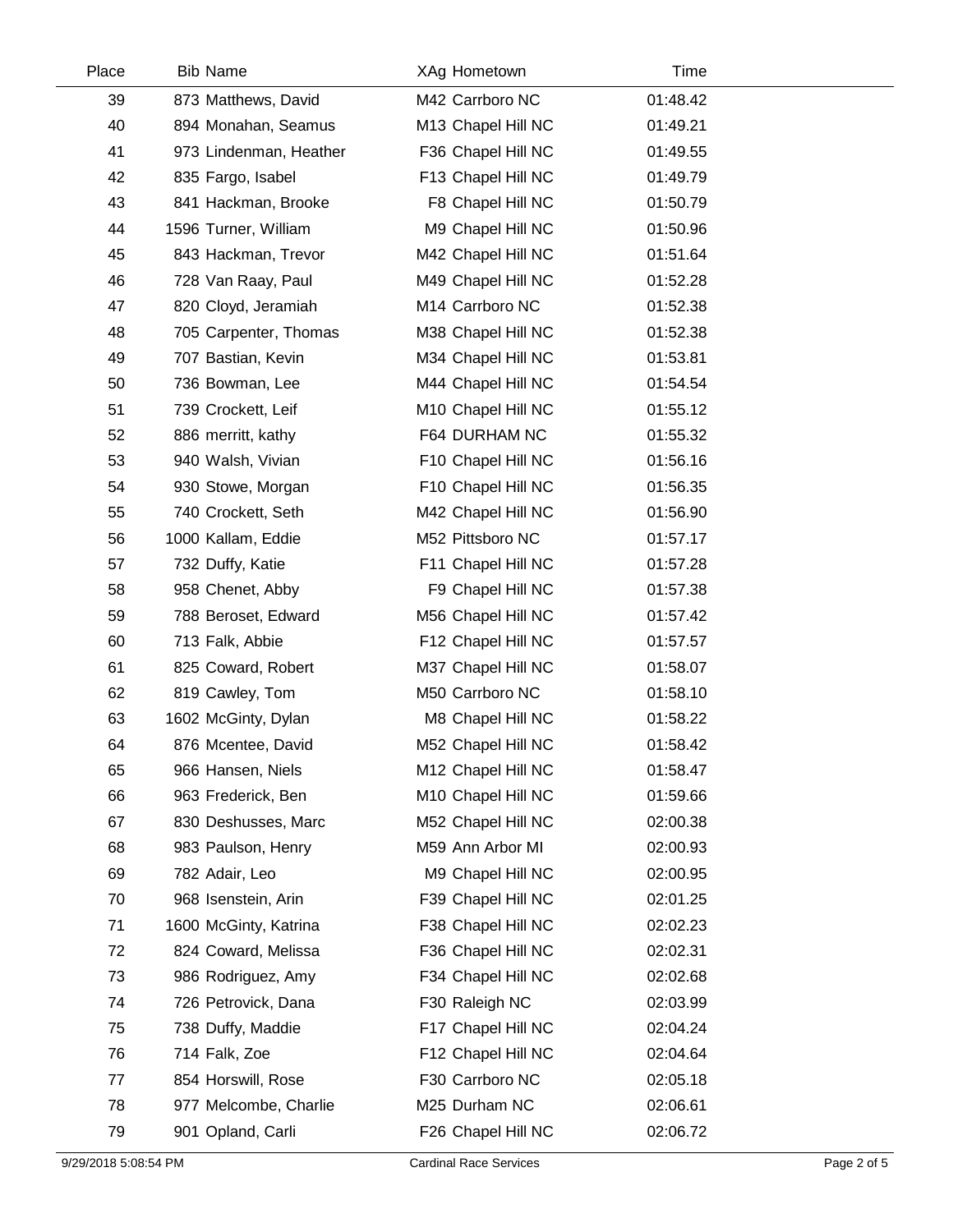| Place | Bib | Name | XAg | Hometown | Time |
|---|---|---|---|---|---|
| 39 | 873 | Matthews, David | M42 | Carrboro NC | 01:48.42 |
| 40 | 894 | Monahan, Seamus | M13 | Chapel Hill NC | 01:49.21 |
| 41 | 973 | Lindenman, Heather | F36 | Chapel Hill NC | 01:49.55 |
| 42 | 835 | Fargo, Isabel | F13 | Chapel Hill NC | 01:49.79 |
| 43 | 841 | Hackman, Brooke | F8 | Chapel Hill NC | 01:50.79 |
| 44 | 1596 | Turner, William | M9 | Chapel Hill NC | 01:50.96 |
| 45 | 843 | Hackman, Trevor | M42 | Chapel Hill NC | 01:51.64 |
| 46 | 728 | Van Raay, Paul | M49 | Chapel Hill NC | 01:52.28 |
| 47 | 820 | Cloyd, Jeramiah | M14 | Carrboro NC | 01:52.38 |
| 48 | 705 | Carpenter, Thomas | M38 | Chapel Hill NC | 01:52.38 |
| 49 | 707 | Bastian, Kevin | M34 | Chapel Hill NC | 01:53.81 |
| 50 | 736 | Bowman, Lee | M44 | Chapel Hill NC | 01:54.54 |
| 51 | 739 | Crockett, Leif | M10 | Chapel Hill NC | 01:55.12 |
| 52 | 886 | merritt, kathy | F64 | DURHAM NC | 01:55.32 |
| 53 | 940 | Walsh, Vivian | F10 | Chapel Hill NC | 01:56.16 |
| 54 | 930 | Stowe, Morgan | F10 | Chapel Hill NC | 01:56.35 |
| 55 | 740 | Crockett, Seth | M42 | Chapel Hill NC | 01:56.90 |
| 56 | 1000 | Kallam, Eddie | M52 | Pittsboro NC | 01:57.17 |
| 57 | 732 | Duffy, Katie | F11 | Chapel Hill NC | 01:57.28 |
| 58 | 958 | Chenet, Abby | F9 | Chapel Hill NC | 01:57.38 |
| 59 | 788 | Beroset, Edward | M56 | Chapel Hill NC | 01:57.42 |
| 60 | 713 | Falk, Abbie | F12 | Chapel Hill NC | 01:57.57 |
| 61 | 825 | Coward, Robert | M37 | Chapel Hill NC | 01:58.07 |
| 62 | 819 | Cawley, Tom | M50 | Carrboro NC | 01:58.10 |
| 63 | 1602 | McGinty, Dylan | M8 | Chapel Hill NC | 01:58.22 |
| 64 | 876 | Mcentee, David | M52 | Chapel Hill NC | 01:58.42 |
| 65 | 966 | Hansen, Niels | M12 | Chapel Hill NC | 01:58.47 |
| 66 | 963 | Frederick, Ben | M10 | Chapel Hill NC | 01:59.66 |
| 67 | 830 | Deshusses, Marc | M52 | Chapel Hill NC | 02:00.38 |
| 68 | 983 | Paulson, Henry | M59 | Ann Arbor MI | 02:00.93 |
| 69 | 782 | Adair, Leo | M9 | Chapel Hill NC | 02:00.95 |
| 70 | 968 | Isenstein, Arin | F39 | Chapel Hill NC | 02:01.25 |
| 71 | 1600 | McGinty, Katrina | F38 | Chapel Hill NC | 02:02.23 |
| 72 | 824 | Coward, Melissa | F36 | Chapel Hill NC | 02:02.31 |
| 73 | 986 | Rodriguez, Amy | F34 | Chapel Hill NC | 02:02.68 |
| 74 | 726 | Petrovick, Dana | F30 | Raleigh NC | 02:03.99 |
| 75 | 738 | Duffy, Maddie | F17 | Chapel Hill NC | 02:04.24 |
| 76 | 714 | Falk, Zoe | F12 | Chapel Hill NC | 02:04.64 |
| 77 | 854 | Horswill, Rose | F30 | Carrboro NC | 02:05.18 |
| 78 | 977 | Melcombe, Charlie | M25 | Durham NC | 02:06.61 |
| 79 | 901 | Opland, Carli | F26 | Chapel Hill NC | 02:06.72 |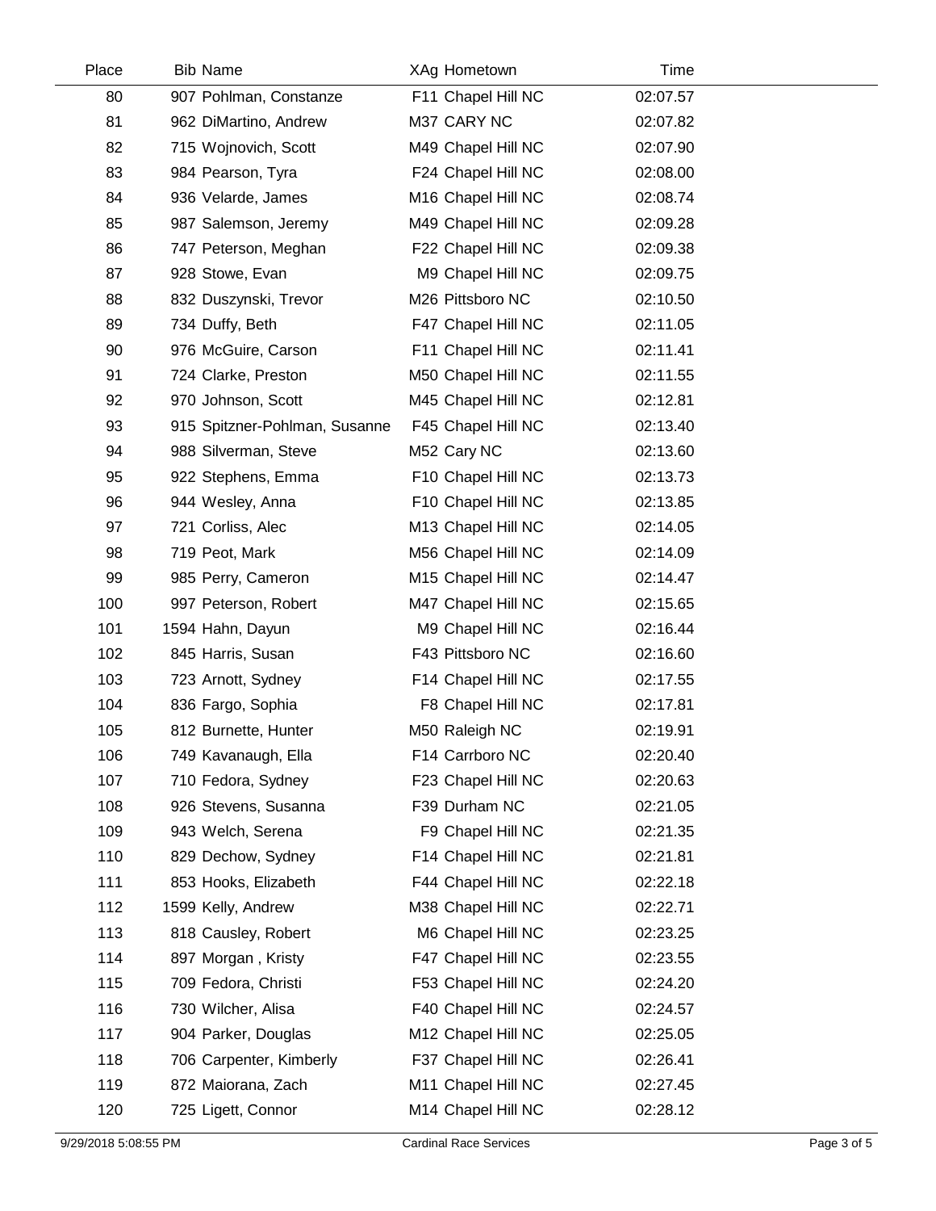| Place | Bib | Name | XAg | Hometown | Time |
| --- | --- | --- | --- | --- | --- |
| 80 | 907 | Pohlman, Constanze | F11 | Chapel Hill NC | 02:07.57 |
| 81 | 962 | DiMartino, Andrew | M37 | CARY NC | 02:07.82 |
| 82 | 715 | Wojnovich, Scott | M49 | Chapel Hill NC | 02:07.90 |
| 83 | 984 | Pearson, Tyra | F24 | Chapel Hill NC | 02:08.00 |
| 84 | 936 | Velarde, James | M16 | Chapel Hill NC | 02:08.74 |
| 85 | 987 | Salemson, Jeremy | M49 | Chapel Hill NC | 02:09.28 |
| 86 | 747 | Peterson, Meghan | F22 | Chapel Hill NC | 02:09.38 |
| 87 | 928 | Stowe, Evan | M9 | Chapel Hill NC | 02:09.75 |
| 88 | 832 | Duszynski, Trevor | M26 | Pittsboro NC | 02:10.50 |
| 89 | 734 | Duffy, Beth | F47 | Chapel Hill NC | 02:11.05 |
| 90 | 976 | McGuire, Carson | F11 | Chapel Hill NC | 02:11.41 |
| 91 | 724 | Clarke, Preston | M50 | Chapel Hill NC | 02:11.55 |
| 92 | 970 | Johnson, Scott | M45 | Chapel Hill NC | 02:12.81 |
| 93 | 915 | Spitzner-Pohlman, Susanne | F45 | Chapel Hill NC | 02:13.40 |
| 94 | 988 | Silverman, Steve | M52 | Cary NC | 02:13.60 |
| 95 | 922 | Stephens, Emma | F10 | Chapel Hill NC | 02:13.73 |
| 96 | 944 | Wesley, Anna | F10 | Chapel Hill NC | 02:13.85 |
| 97 | 721 | Corliss, Alec | M13 | Chapel Hill NC | 02:14.05 |
| 98 | 719 | Peot, Mark | M56 | Chapel Hill NC | 02:14.09 |
| 99 | 985 | Perry, Cameron | M15 | Chapel Hill NC | 02:14.47 |
| 100 | 997 | Peterson, Robert | M47 | Chapel Hill NC | 02:15.65 |
| 101 | 1594 | Hahn, Dayun | M9 | Chapel Hill NC | 02:16.44 |
| 102 | 845 | Harris, Susan | F43 | Pittsboro NC | 02:16.60 |
| 103 | 723 | Arnott, Sydney | F14 | Chapel Hill NC | 02:17.55 |
| 104 | 836 | Fargo, Sophia | F8 | Chapel Hill NC | 02:17.81 |
| 105 | 812 | Burnette, Hunter | M50 | Raleigh NC | 02:19.91 |
| 106 | 749 | Kavanaugh, Ella | F14 | Carrboro NC | 02:20.40 |
| 107 | 710 | Fedora, Sydney | F23 | Chapel Hill NC | 02:20.63 |
| 108 | 926 | Stevens, Susanna | F39 | Durham NC | 02:21.05 |
| 109 | 943 | Welch, Serena | F9 | Chapel Hill NC | 02:21.35 |
| 110 | 829 | Dechow, Sydney | F14 | Chapel Hill NC | 02:21.81 |
| 111 | 853 | Hooks, Elizabeth | F44 | Chapel Hill NC | 02:22.18 |
| 112 | 1599 | Kelly, Andrew | M38 | Chapel Hill NC | 02:22.71 |
| 113 | 818 | Causley, Robert | M6 | Chapel Hill NC | 02:23.25 |
| 114 | 897 | Morgan , Kristy | F47 | Chapel Hill NC | 02:23.55 |
| 115 | 709 | Fedora, Christi | F53 | Chapel Hill NC | 02:24.20 |
| 116 | 730 | Wilcher, Alisa | F40 | Chapel Hill NC | 02:24.57 |
| 117 | 904 | Parker, Douglas | M12 | Chapel Hill NC | 02:25.05 |
| 118 | 706 | Carpenter, Kimberly | F37 | Chapel Hill NC | 02:26.41 |
| 119 | 872 | Maiorana, Zach | M11 | Chapel Hill NC | 02:27.45 |
| 120 | 725 | Ligett, Connor | M14 | Chapel Hill NC | 02:28.12 |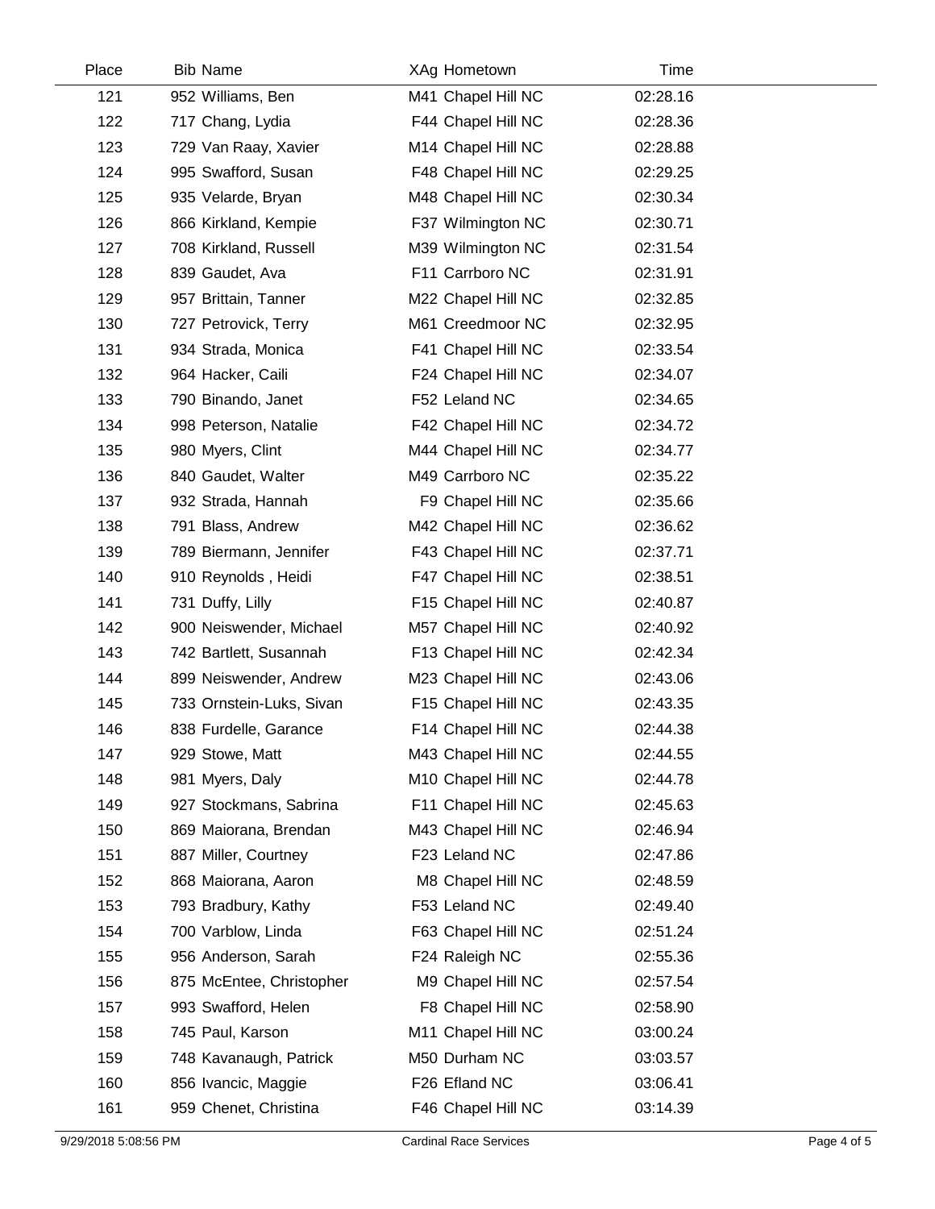| Place | Bib | Name | XAg | Hometown | Time |
|---|---|---|---|---|---|
| 121 | 952 | Williams, Ben | M41 | Chapel Hill NC | 02:28.16 |
| 122 | 717 | Chang, Lydia | F44 | Chapel Hill NC | 02:28.36 |
| 123 | 729 | Van Raay, Xavier | M14 | Chapel Hill NC | 02:28.88 |
| 124 | 995 | Swafford, Susan | F48 | Chapel Hill NC | 02:29.25 |
| 125 | 935 | Velarde, Bryan | M48 | Chapel Hill NC | 02:30.34 |
| 126 | 866 | Kirkland, Kempie | F37 | Wilmington NC | 02:30.71 |
| 127 | 708 | Kirkland, Russell | M39 | Wilmington NC | 02:31.54 |
| 128 | 839 | Gaudet, Ava | F11 | Carrboro NC | 02:31.91 |
| 129 | 957 | Brittain, Tanner | M22 | Chapel Hill NC | 02:32.85 |
| 130 | 727 | Petrovick, Terry | M61 | Creedmoor NC | 02:32.95 |
| 131 | 934 | Strada, Monica | F41 | Chapel Hill NC | 02:33.54 |
| 132 | 964 | Hacker, Caili | F24 | Chapel Hill NC | 02:34.07 |
| 133 | 790 | Binando, Janet | F52 | Leland NC | 02:34.65 |
| 134 | 998 | Peterson, Natalie | F42 | Chapel Hill NC | 02:34.72 |
| 135 | 980 | Myers, Clint | M44 | Chapel Hill NC | 02:34.77 |
| 136 | 840 | Gaudet, Walter | M49 | Carrboro NC | 02:35.22 |
| 137 | 932 | Strada, Hannah | F9 | Chapel Hill NC | 02:35.66 |
| 138 | 791 | Blass, Andrew | M42 | Chapel Hill NC | 02:36.62 |
| 139 | 789 | Biermann, Jennifer | F43 | Chapel Hill NC | 02:37.71 |
| 140 | 910 | Reynolds , Heidi | F47 | Chapel Hill NC | 02:38.51 |
| 141 | 731 | Duffy, Lilly | F15 | Chapel Hill NC | 02:40.87 |
| 142 | 900 | Neiswender, Michael | M57 | Chapel Hill NC | 02:40.92 |
| 143 | 742 | Bartlett, Susannah | F13 | Chapel Hill NC | 02:42.34 |
| 144 | 899 | Neiswender, Andrew | M23 | Chapel Hill NC | 02:43.06 |
| 145 | 733 | Ornstein-Luks, Sivan | F15 | Chapel Hill NC | 02:43.35 |
| 146 | 838 | Furdelle, Garance | F14 | Chapel Hill NC | 02:44.38 |
| 147 | 929 | Stowe, Matt | M43 | Chapel Hill NC | 02:44.55 |
| 148 | 981 | Myers, Daly | M10 | Chapel Hill NC | 02:44.78 |
| 149 | 927 | Stockmans, Sabrina | F11 | Chapel Hill NC | 02:45.63 |
| 150 | 869 | Maiorana, Brendan | M43 | Chapel Hill NC | 02:46.94 |
| 151 | 887 | Miller, Courtney | F23 | Leland NC | 02:47.86 |
| 152 | 868 | Maiorana, Aaron | M8 | Chapel Hill NC | 02:48.59 |
| 153 | 793 | Bradbury, Kathy | F53 | Leland NC | 02:49.40 |
| 154 | 700 | Varblow, Linda | F63 | Chapel Hill NC | 02:51.24 |
| 155 | 956 | Anderson, Sarah | F24 | Raleigh NC | 02:55.36 |
| 156 | 875 | McEntee, Christopher | M9 | Chapel Hill NC | 02:57.54 |
| 157 | 993 | Swafford, Helen | F8 | Chapel Hill NC | 02:58.90 |
| 158 | 745 | Paul, Karson | M11 | Chapel Hill NC | 03:00.24 |
| 159 | 748 | Kavanaugh, Patrick | M50 | Durham NC | 03:03.57 |
| 160 | 856 | Ivancic, Maggie | F26 | Efland NC | 03:06.41 |
| 161 | 959 | Chenet, Christina | F46 | Chapel Hill NC | 03:14.39 |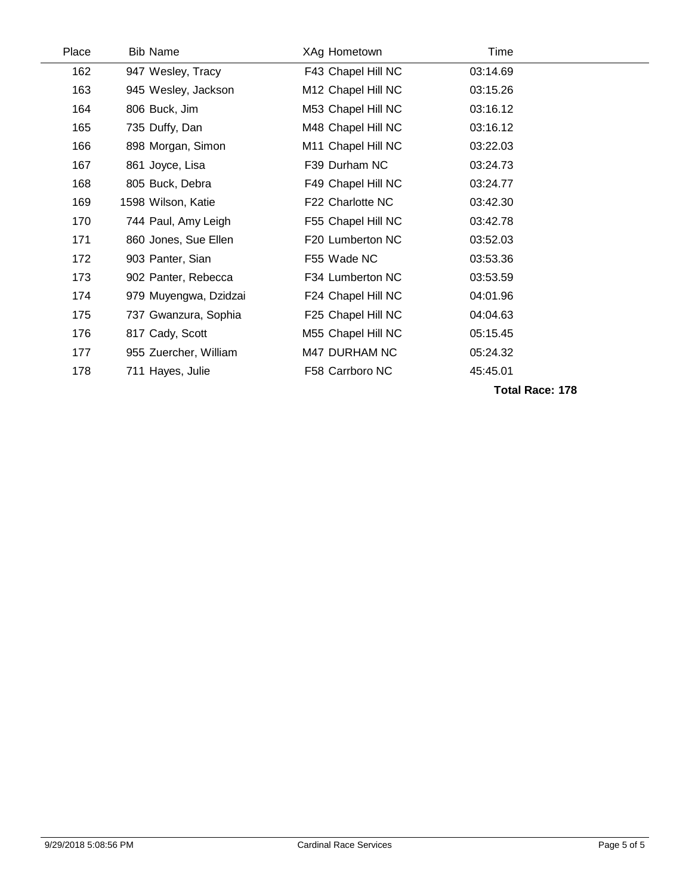| Place | Bib | Name | XAg | Hometown | Time |
|---|---|---|---|---|---|
| 162 | 947 | Wesley, Tracy | F43 | Chapel Hill NC | 03:14.69 |
| 163 | 945 | Wesley, Jackson | M12 | Chapel Hill NC | 03:15.26 |
| 164 | 806 | Buck, Jim | M53 | Chapel Hill NC | 03:16.12 |
| 165 | 735 | Duffy, Dan | M48 | Chapel Hill NC | 03:16.12 |
| 166 | 898 | Morgan, Simon | M11 | Chapel Hill NC | 03:22.03 |
| 167 | 861 | Joyce, Lisa | F39 | Durham NC | 03:24.73 |
| 168 | 805 | Buck, Debra | F49 | Chapel Hill NC | 03:24.77 |
| 169 | 1598 | Wilson, Katie | F22 | Charlotte NC | 03:42.30 |
| 170 | 744 | Paul, Amy Leigh | F55 | Chapel Hill NC | 03:42.78 |
| 171 | 860 | Jones, Sue Ellen | F20 | Lumberton NC | 03:52.03 |
| 172 | 903 | Panter, Sian | F55 | Wade NC | 03:53.36 |
| 173 | 902 | Panter, Rebecca | F34 | Lumberton NC | 03:53.59 |
| 174 | 979 | Muyengwa, Dzidzai | F24 | Chapel Hill NC | 04:01.96 |
| 175 | 737 | Gwanzura, Sophia | F25 | Chapel Hill NC | 04:04.63 |
| 176 | 817 | Cady, Scott | M55 | Chapel Hill NC | 05:15.45 |
| 177 | 955 | Zuercher, William | M47 | DURHAM NC | 05:24.32 |
| 178 | 711 | Hayes, Julie | F58 | Carrboro NC | 45:45.01 |

**Total Race: 178**

9/29/2018 5:08:56 PM    Cardinal Race Services